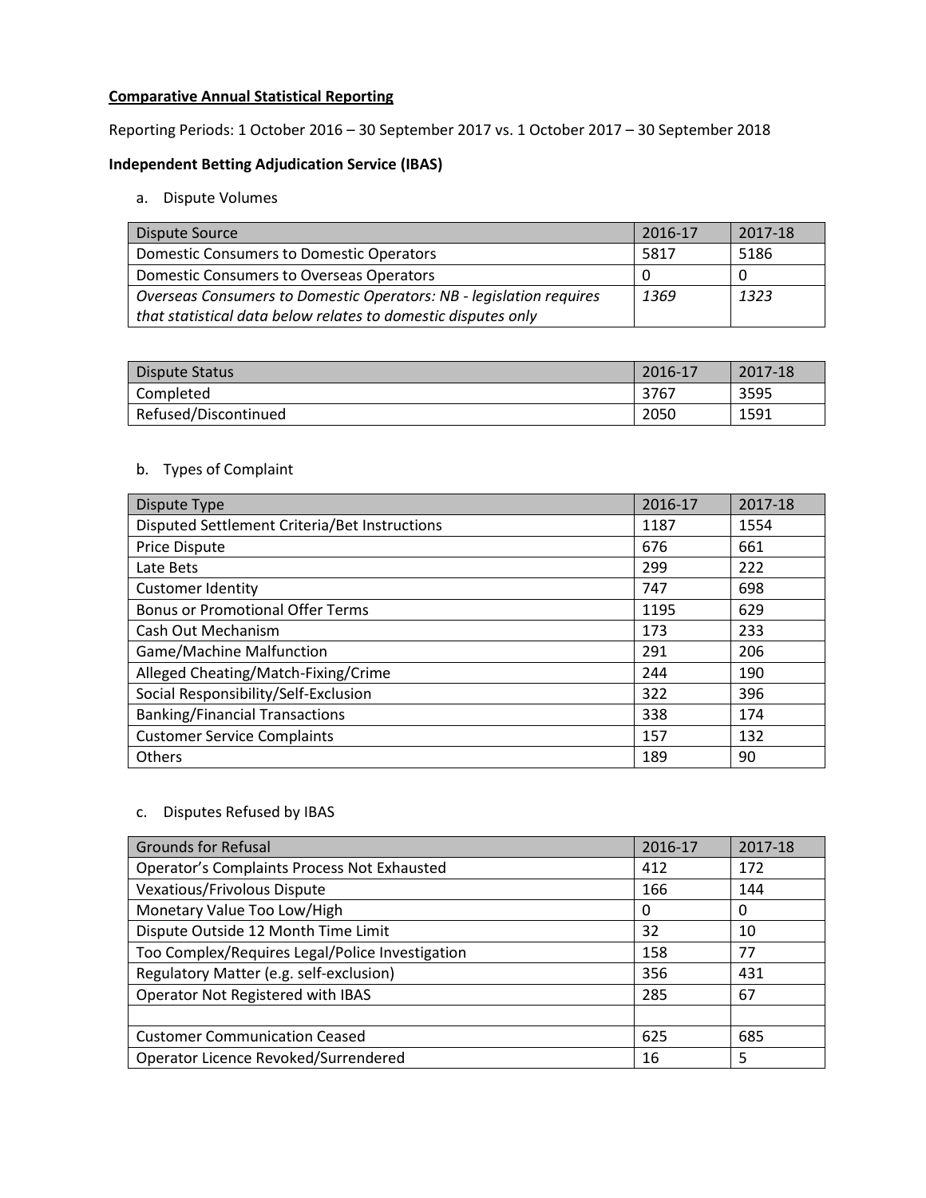**Comparative Annual Statistical Reporting**

Reporting Periods: 1 October 2016 – 30 September 2017 vs. 1 October 2017 – 30 September 2018

**Independent Betting Adjudication Service (IBAS)**

a. Dispute Volumes

| Dispute Source | 2016-17 | 2017-18 |
|---|---|---|
| Domestic Consumers to Domestic Operators | 5817 | 5186 |
| Domestic Consumers to Overseas Operators | 0 | 0 |
| *Overseas Consumers to Domestic Operators: NB - legislation requires that statistical data below relates to domestic disputes only* | *1369* | *1323* |

| Dispute Status | 2016-17 | 2017-18 |
|---|---|---|
| Completed | 3767 | 3595 |
| Refused/Discontinued | 2050 | 1591 |

b. Types of Complaint

| Dispute Type | 2016-17 | 2017-18 |
|---|---|---|
| Disputed Settlement Criteria/Bet Instructions | 1187 | 1554 |
| Price Dispute | 676 | 661 |
| Late Bets | 299 | 222 |
| Customer Identity | 747 | 698 |
| Bonus or Promotional Offer Terms | 1195 | 629 |
| Cash Out Mechanism | 173 | 233 |
| Game/Machine Malfunction | 291 | 206 |
| Alleged Cheating/Match-Fixing/Crime | 244 | 190 |
| Social Responsibility/Self-Exclusion | 322 | 396 |
| Banking/Financial Transactions | 338 | 174 |
| Customer Service Complaints | 157 | 132 |
| Others | 189 | 90 |

c. Disputes Refused by IBAS

| Grounds for Refusal | 2016-17 | 2017-18 |
|---|---|---|
| Operator's Complaints Process Not Exhausted | 412 | 172 |
| Vexatious/Frivolous Dispute | 166 | 144 |
| Monetary Value Too Low/High | 0 | 0 |
| Dispute Outside 12 Month Time Limit | 32 | 10 |
| Too Complex/Requires Legal/Police Investigation | 158 | 77 |
| Regulatory Matter (e.g. self-exclusion) | 356 | 431 |
| Operator Not Registered with IBAS | 285 | 67 |
| | | |
| Customer Communication Ceased | 625 | 685 |
| Operator Licence Revoked/Surrendered | 16 | 5 |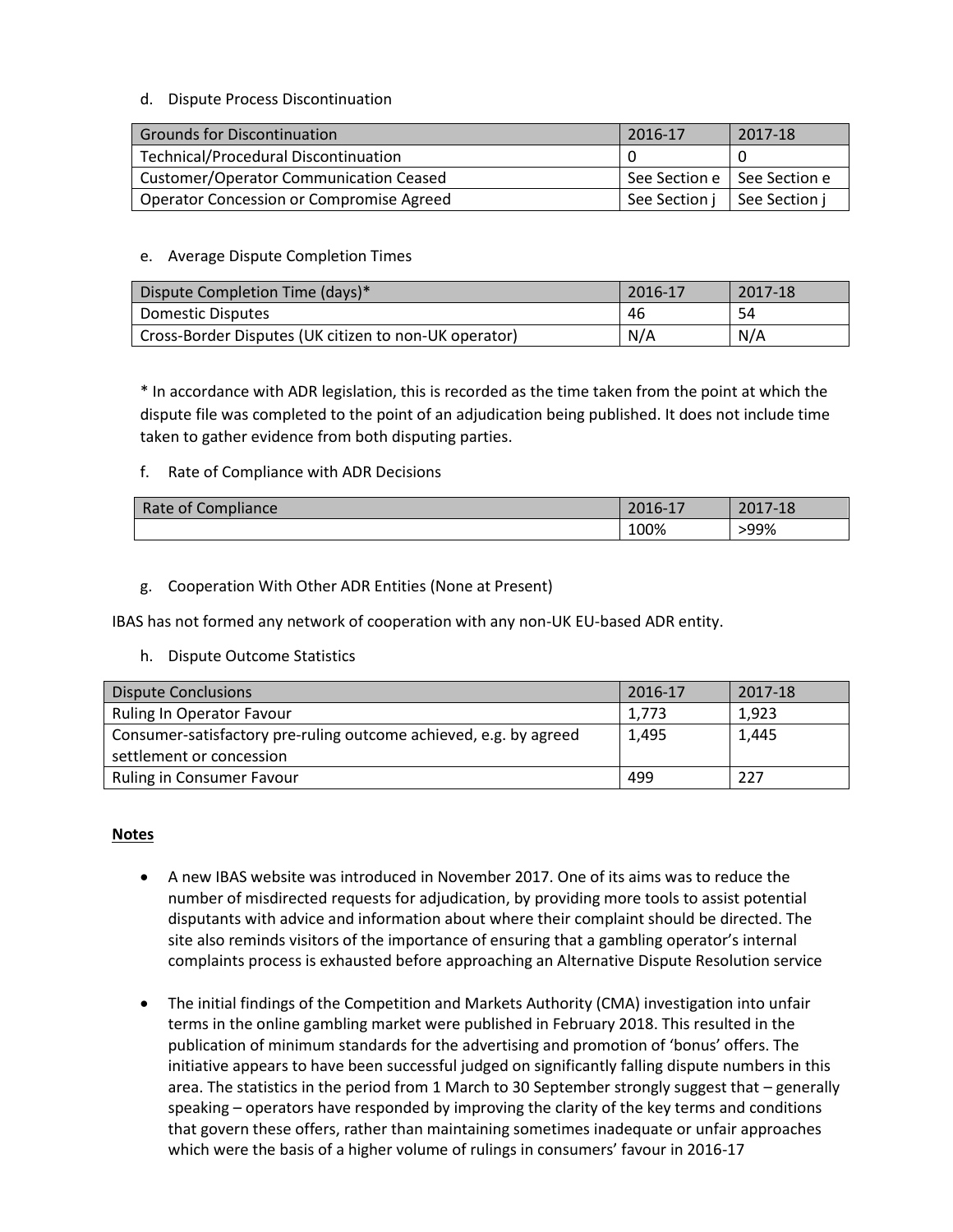d. Dispute Process Discontinuation

| Grounds for Discontinuation | 2016-17 | 2017-18 |
|---|---|---|
| Technical/Procedural Discontinuation | 0 | 0 |
| Customer/Operator Communication Ceased | See Section e | See Section e |
| Operator Concession or Compromise Agreed | See Section j | See Section j |

e. Average Dispute Completion Times

| Dispute Completion Time (days)* | 2016-17 | 2017-18 |
|---|---|---|
| Domestic Disputes | 46 | 54 |
| Cross-Border Disputes (UK citizen to non-UK operator) | N/A | N/A |

* In accordance with ADR legislation, this is recorded as the time taken from the point at which the dispute file was completed to the point of an adjudication being published. It does not include time taken to gather evidence from both disputing parties.

f. Rate of Compliance with ADR Decisions

| Rate of Compliance | 2016-17 | 2017-18 |
|---|---|---|
| | 100% | >99% |

g. Cooperation With Other ADR Entities (None at Present)

IBAS has not formed any network of cooperation with any non-UK EU-based ADR entity.

h. Dispute Outcome Statistics

| Dispute Conclusions | 2016-17 | 2017-18 |
|---|---|---|
| Ruling In Operator Favour | 1,773 | 1,923 |
| Consumer-satisfactory pre-ruling outcome achieved, e.g. by agreed settlement or concession | 1,495 | 1,445 |
| Ruling in Consumer Favour | 499 | 227 |

**Notes**

- A new IBAS website was introduced in November 2017. One of its aims was to reduce the number of misdirected requests for adjudication, by providing more tools to assist potential disputants with advice and information about where their complaint should be directed. The site also reminds visitors of the importance of ensuring that a gambling operator's internal complaints process is exhausted before approaching an Alternative Dispute Resolution service

- The initial findings of the Competition and Markets Authority (CMA) investigation into unfair terms in the online gambling market were published in February 2018. This resulted in the publication of minimum standards for the advertising and promotion of 'bonus' offers. The initiative appears to have been successful judged on significantly falling dispute numbers in this area. The statistics in the period from 1 March to 30 September strongly suggest that – generally speaking – operators have responded by improving the clarity of the key terms and conditions that govern these offers, rather than maintaining sometimes inadequate or unfair approaches which were the basis of a higher volume of rulings in consumers' favour in 2016-17